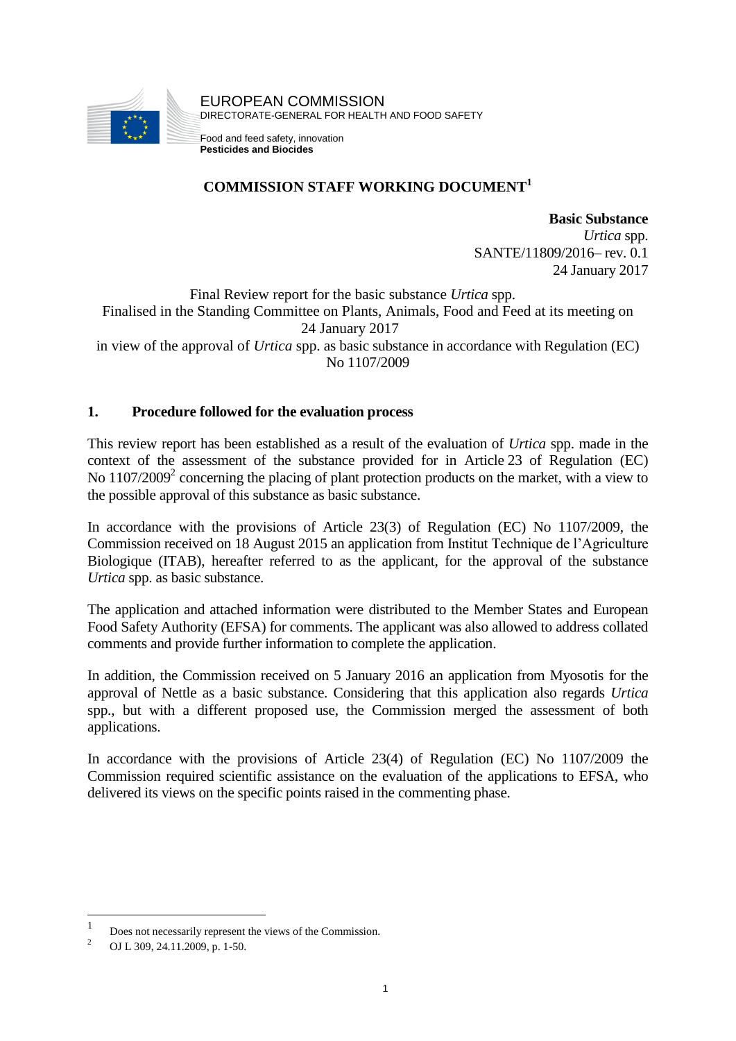EUROPEAN COMMISSION
DIRECTORATE-GENERAL FOR HEALTH AND FOOD SAFETY

Food and feed safety, innovation
**Pesticides and Biocides**

# COMMISSION STAFF WORKING DOCUMENT[1]

**Basic Substance**
*Urtica* spp.
SANTE/11809/2016– rev. 0.1
24 January 2017

Final Review report for the basic substance *Urtica* spp.
Finalised in the Standing Committee on Plants, Animals, Food and Feed at its meeting on 24 January 2017
in view of the approval of *Urtica* spp. as basic substance in accordance with Regulation (EC) No 1107/2009

## 1. Procedure followed for the evaluation process

This review report has been established as a result of the evaluation of *Urtica* spp. made in the context of the assessment of the substance provided for in Article 23 of Regulation (EC) No 1107/2009[2] concerning the placing of plant protection products on the market, with a view to the possible approval of this substance as basic substance.

In accordance with the provisions of Article 23(3) of Regulation (EC) No 1107/2009, the Commission received on 18 August 2015 an application from Institut Technique de l'Agriculture Biologique (ITAB), hereafter referred to as the applicant, for the approval of the substance *Urtica* spp. as basic substance.

The application and attached information were distributed to the Member States and European Food Safety Authority (EFSA) for comments. The applicant was also allowed to address collated comments and provide further information to complete the application.

In addition, the Commission received on 5 January 2016 an application from Myosotis for the approval of Nettle as a basic substance. Considering that this application also regards *Urtica* spp., but with a different proposed use, the Commission merged the assessment of both applications.

In accordance with the provisions of Article 23(4) of Regulation (EC) No 1107/2009 the Commission required scientific assistance on the evaluation of the applications to EFSA, who delivered its views on the specific points raised in the commenting phase.

---

[1] Does not necessarily represent the views of the Commission.

[2] OJ L 309, 24.11.2009, p. 1-50.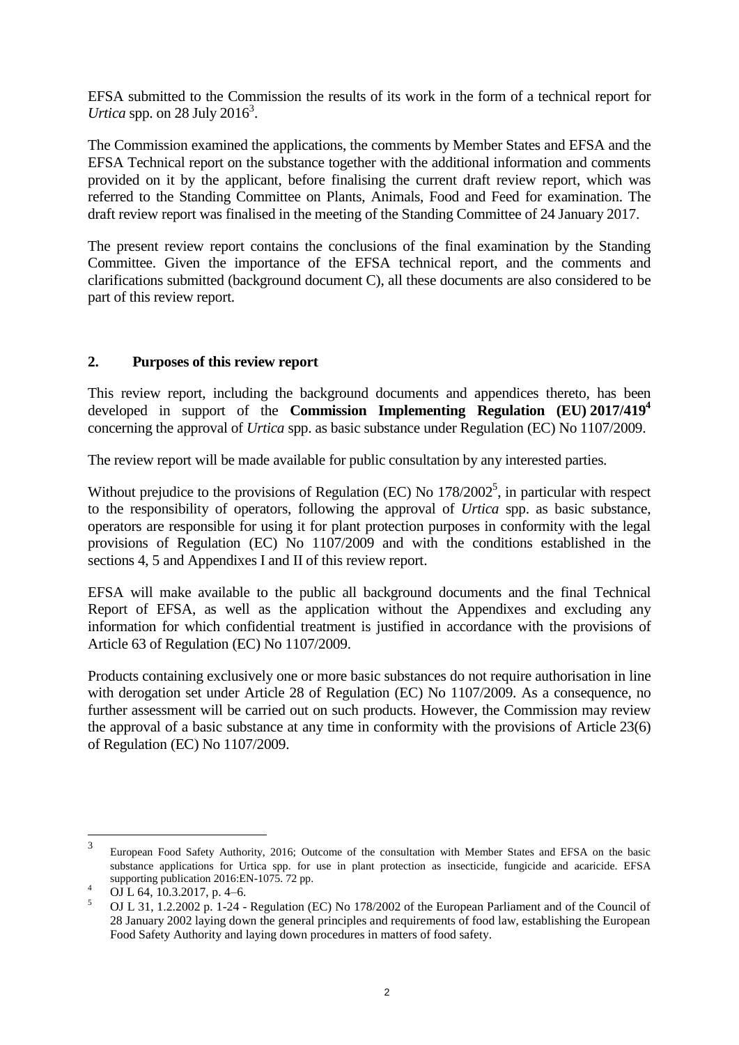EFSA submitted to the Commission the results of its work in the form of a technical report for *Urtica* spp. on 28 July 2016[3].

The Commission examined the applications, the comments by Member States and EFSA and the EFSA Technical report on the substance together with the additional information and comments provided on it by the applicant, before finalising the current draft review report, which was referred to the Standing Committee on Plants, Animals, Food and Feed for examination. The draft review report was finalised in the meeting of the Standing Committee of 24 January 2017.

The present review report contains the conclusions of the final examination by the Standing Committee. Given the importance of the EFSA technical report, and the comments and clarifications submitted (background document C), all these documents are also considered to be part of this review report.

## 2. Purposes of this review report

This review report, including the background documents and appendices thereto, has been developed in support of the **Commission Implementing Regulation (EU) 2017/419**[4] concerning the approval of *Urtica* spp. as basic substance under Regulation (EC) No 1107/2009.

The review report will be made available for public consultation by any interested parties.

Without prejudice to the provisions of Regulation (EC) No 178/2002[5], in particular with respect to the responsibility of operators, following the approval of *Urtica* spp. as basic substance, operators are responsible for using it for plant protection purposes in conformity with the legal provisions of Regulation (EC) No 1107/2009 and with the conditions established in the sections 4, 5 and Appendixes I and II of this review report.

EFSA will make available to the public all background documents and the final Technical Report of EFSA, as well as the application without the Appendixes and excluding any information for which confidential treatment is justified in accordance with the provisions of Article 63 of Regulation (EC) No 1107/2009.

Products containing exclusively one or more basic substances do not require authorisation in line with derogation set under Article 28 of Regulation (EC) No 1107/2009. As a consequence, no further assessment will be carried out on such products. However, the Commission may review the approval of a basic substance at any time in conformity with the provisions of Article 23(6) of Regulation (EC) No 1107/2009.

---

[3] European Food Safety Authority, 2016; Outcome of the consultation with Member States and EFSA on the basic substance applications for Urtica spp. for use in plant protection as insecticide, fungicide and acaricide. EFSA supporting publication 2016:EN-1075. 72 pp.

[4] OJ L 64, 10.3.2017, p. 4–6.

[5] OJ L 31, 1.2.2002 p. 1-24 - Regulation (EC) No 178/2002 of the European Parliament and of the Council of 28 January 2002 laying down the general principles and requirements of food law, establishing the European Food Safety Authority and laying down procedures in matters of food safety.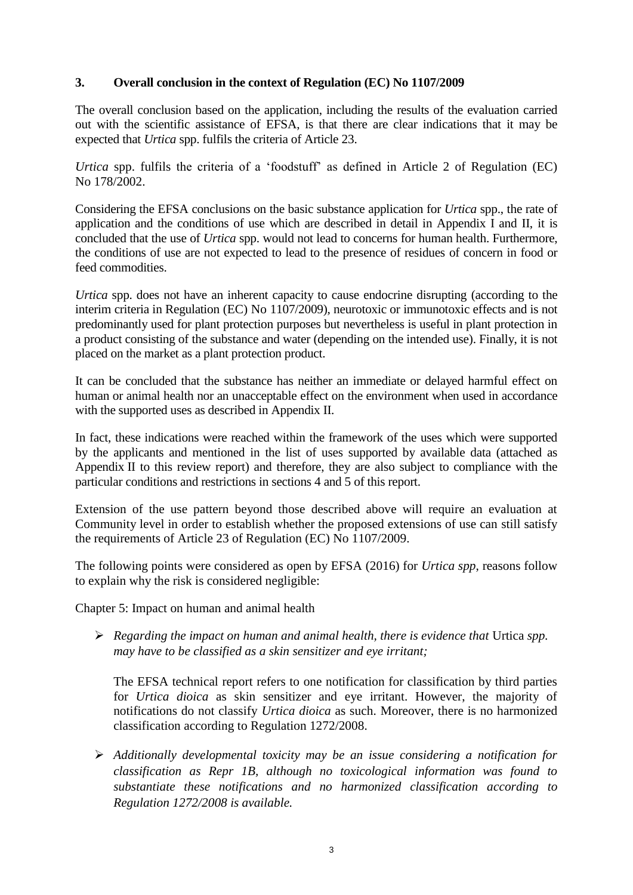## 3. Overall conclusion in the context of Regulation (EC) No 1107/2009

The overall conclusion based on the application, including the results of the evaluation carried out with the scientific assistance of EFSA, is that there are clear indications that it may be expected that *Urtica* spp. fulfils the criteria of Article 23.

*Urtica* spp. fulfils the criteria of a 'foodstuff' as defined in Article 2 of Regulation (EC) No 178/2002.

Considering the EFSA conclusions on the basic substance application for *Urtica* spp., the rate of application and the conditions of use which are described in detail in Appendix I and II, it is concluded that the use of *Urtica* spp. would not lead to concerns for human health. Furthermore, the conditions of use are not expected to lead to the presence of residues of concern in food or feed commodities.

*Urtica* spp. does not have an inherent capacity to cause endocrine disrupting (according to the interim criteria in Regulation (EC) No 1107/2009), neurotoxic or immunotoxic effects and is not predominantly used for plant protection purposes but nevertheless is useful in plant protection in a product consisting of the substance and water (depending on the intended use). Finally, it is not placed on the market as a plant protection product.

It can be concluded that the substance has neither an immediate or delayed harmful effect on human or animal health nor an unacceptable effect on the environment when used in accordance with the supported uses as described in Appendix II.

In fact, these indications were reached within the framework of the uses which were supported by the applicants and mentioned in the list of uses supported by available data (attached as Appendix II to this review report) and therefore, they are also subject to compliance with the particular conditions and restrictions in sections 4 and 5 of this report.

Extension of the use pattern beyond those described above will require an evaluation at Community level in order to establish whether the proposed extensions of use can still satisfy the requirements of Article 23 of Regulation (EC) No 1107/2009.

The following points were considered as open by EFSA (2016) for *Urtica spp*, reasons follow to explain why the risk is considered negligible:

Chapter 5: Impact on human and animal health

- *Regarding the impact on human and animal health, there is evidence that* Urtica *spp. may have to be classified as a skin sensitizer and eye irritant;*

  The EFSA technical report refers to one notification for classification by third parties for *Urtica dioica* as skin sensitizer and eye irritant. However, the majority of notifications do not classify *Urtica dioica* as such. Moreover, there is no harmonized classification according to Regulation 1272/2008.

- *Additionally developmental toxicity may be an issue considering a notification for classification as Repr 1B, although no toxicological information was found to substantiate these notifications and no harmonized classification according to Regulation 1272/2008 is available.*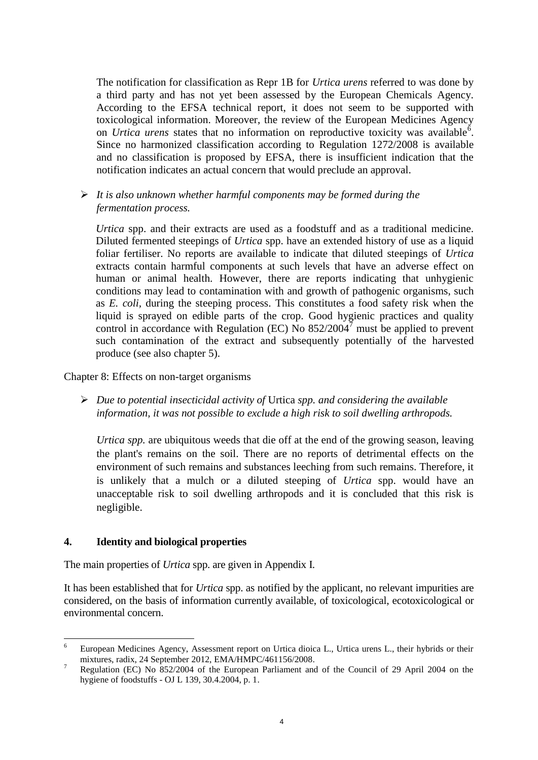The notification for classification as Repr 1B for *Urtica urens* referred to was done by a third party and has not yet been assessed by the European Chemicals Agency. According to the EFSA technical report, it does not seem to be supported with toxicological information. Moreover, the review of the European Medicines Agency on *Urtica urens* states that no information on reproductive toxicity was available[6]. Since no harmonized classification according to Regulation 1272/2008 is available and no classification is proposed by EFSA, there is insufficient indication that the notification indicates an actual concern that would preclude an approval.

- *It is also unknown whether harmful components may be formed during the fermentation process.*

  *Urtica* spp. and their extracts are used as a foodstuff and as a traditional medicine. Diluted fermented steepings of *Urtica* spp. have an extended history of use as a liquid foliar fertiliser. No reports are available to indicate that diluted steepings of *Urtica* extracts contain harmful components at such levels that have an adverse effect on human or animal health. However, there are reports indicating that unhygienic conditions may lead to contamination with and growth of pathogenic organisms, such as *E. coli*, during the steeping process. This constitutes a food safety risk when the liquid is sprayed on edible parts of the crop. Good hygienic practices and quality control in accordance with Regulation (EC) No 852/2004[7] must be applied to prevent such contamination of the extract and subsequently potentially of the harvested produce (see also chapter 5).

Chapter 8: Effects on non-target organisms

- *Due to potential insecticidal activity of* Urtica *spp. and considering the available information, it was not possible to exclude a high risk to soil dwelling arthropods.*

  *Urtica spp.* are ubiquitous weeds that die off at the end of the growing season, leaving the plant's remains on the soil. There are no reports of detrimental effects on the environment of such remains and substances leeching from such remains. Therefore, it is unlikely that a mulch or a diluted steeping of *Urtica* spp. would have an unacceptable risk to soil dwelling arthropods and it is concluded that this risk is negligible.

## 4. Identity and biological properties

The main properties of *Urtica* spp. are given in Appendix I.

It has been established that for *Urtica* spp. as notified by the applicant, no relevant impurities are considered, on the basis of information currently available, of toxicological, ecotoxicological or environmental concern.

---

[6] European Medicines Agency, Assessment report on Urtica dioica L., Urtica urens L., their hybrids or their mixtures, radix, 24 September 2012, EMA/HMPC/461156/2008.

[7] Regulation (EC) No 852/2004 of the European Parliament and of the Council of 29 April 2004 on the hygiene of foodstuffs - OJ L 139, 30.4.2004, p. 1.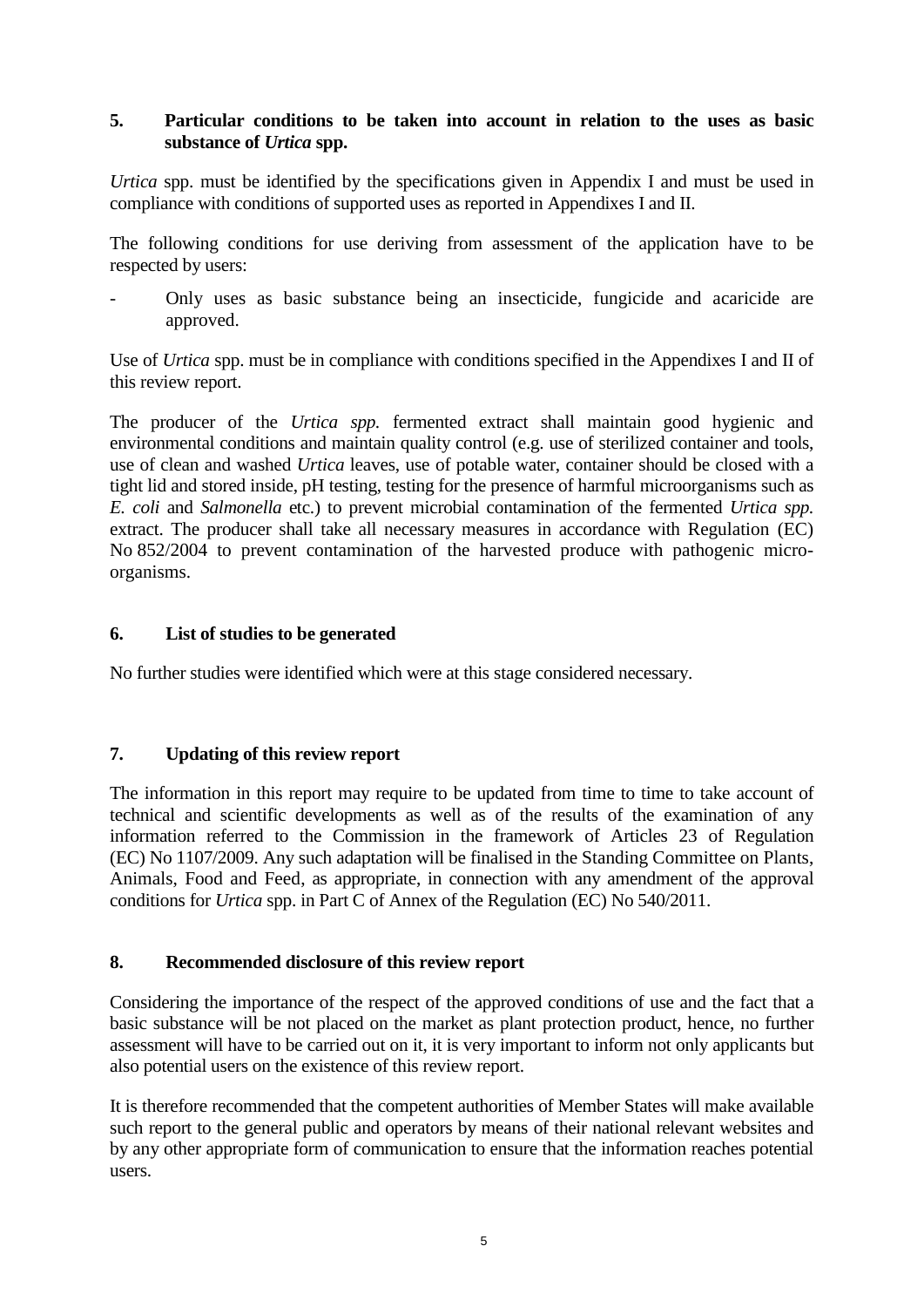## 5. Particular conditions to be taken into account in relation to the uses as basic substance of *Urtica* spp.

*Urtica* spp. must be identified by the specifications given in Appendix I and must be used in compliance with conditions of supported uses as reported in Appendixes I and II.

The following conditions for use deriving from assessment of the application have to be respected by users:

- Only uses as basic substance being an insecticide, fungicide and acaricide are approved.

Use of *Urtica* spp. must be in compliance with conditions specified in the Appendixes I and II of this review report.

The producer of the *Urtica spp.* fermented extract shall maintain good hygienic and environmental conditions and maintain quality control (e.g. use of sterilized container and tools, use of clean and washed *Urtica* leaves, use of potable water, container should be closed with a tight lid and stored inside, pH testing, testing for the presence of harmful microorganisms such as *E. coli* and *Salmonella* etc.) to prevent microbial contamination of the fermented *Urtica spp.* extract. The producer shall take all necessary measures in accordance with Regulation (EC) No 852/2004 to prevent contamination of the harvested produce with pathogenic micro-organisms.

## 6. List of studies to be generated

No further studies were identified which were at this stage considered necessary.

## 7. Updating of this review report

The information in this report may require to be updated from time to time to take account of technical and scientific developments as well as of the results of the examination of any information referred to the Commission in the framework of Articles 23 of Regulation (EC) No 1107/2009. Any such adaptation will be finalised in the Standing Committee on Plants, Animals, Food and Feed, as appropriate, in connection with any amendment of the approval conditions for *Urtica* spp. in Part C of Annex of the Regulation (EC) No 540/2011.

## 8. Recommended disclosure of this review report

Considering the importance of the respect of the approved conditions of use and the fact that a basic substance will be not placed on the market as plant protection product, hence, no further assessment will have to be carried out on it, it is very important to inform not only applicants but also potential users on the existence of this review report.

It is therefore recommended that the competent authorities of Member States will make available such report to the general public and operators by means of their national relevant websites and by any other appropriate form of communication to ensure that the information reaches potential users.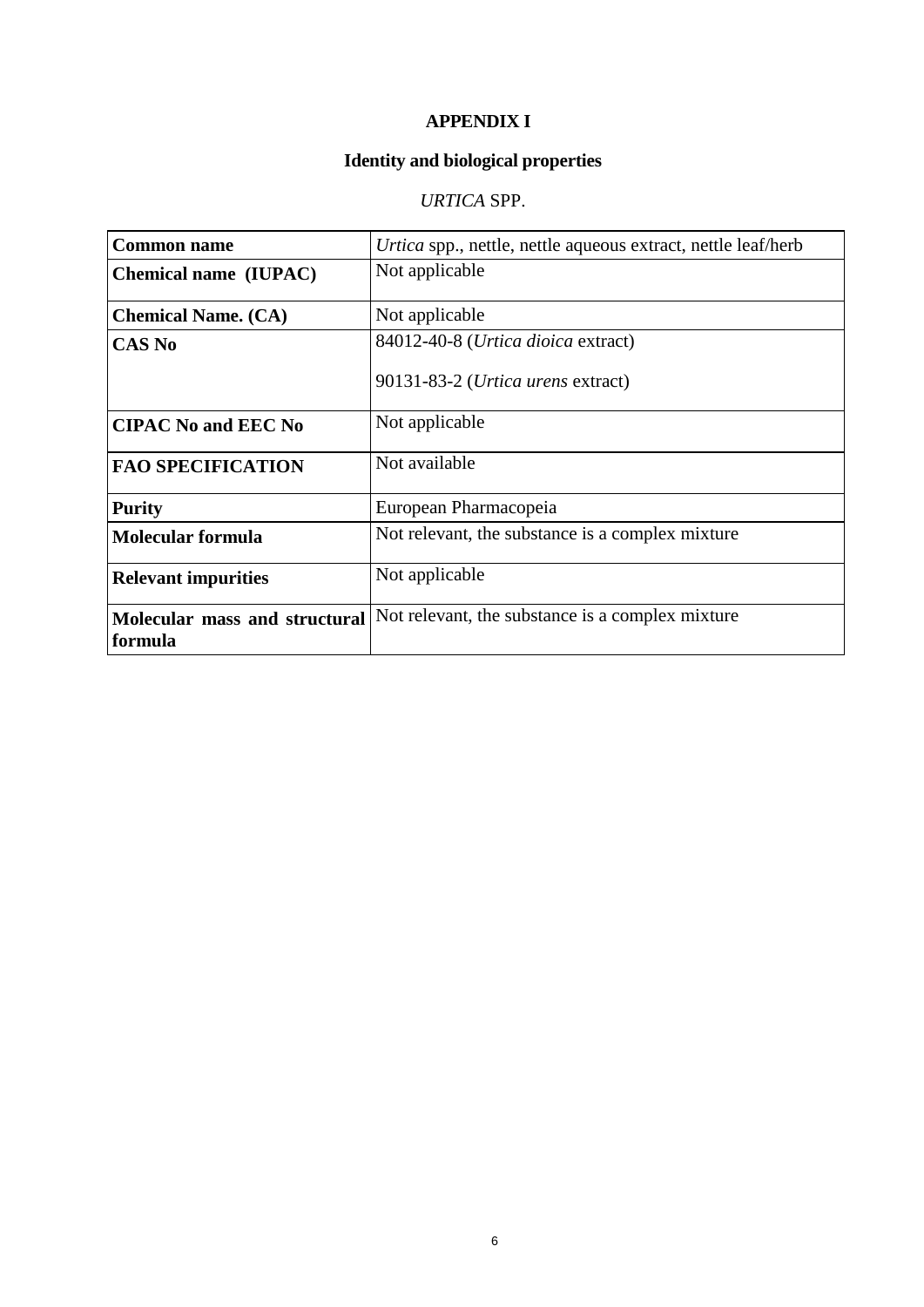# APPENDIX I

## Identity and biological properties

### *URTICA* SPP.

| **Common name** | *Urtica* spp., nettle, nettle aqueous extract, nettle leaf/herb |
|---|---|
| **Chemical name (IUPAC)** | Not applicable |
| **Chemical Name. (CA)** | Not applicable |
| **CAS No** | 84012-40-8 (*Urtica dioica* extract)<br><br>90131-83-2 (*Urtica urens* extract) |
| **CIPAC No and EEC No** | Not applicable |
| **FAO SPECIFICATION** | Not available |
| **Purity** | European Pharmacopeia |
| **Molecular formula** | Not relevant, the substance is a complex mixture |
| **Relevant impurities** | Not applicable |
| **Molecular mass and structural formula** | Not relevant, the substance is a complex mixture |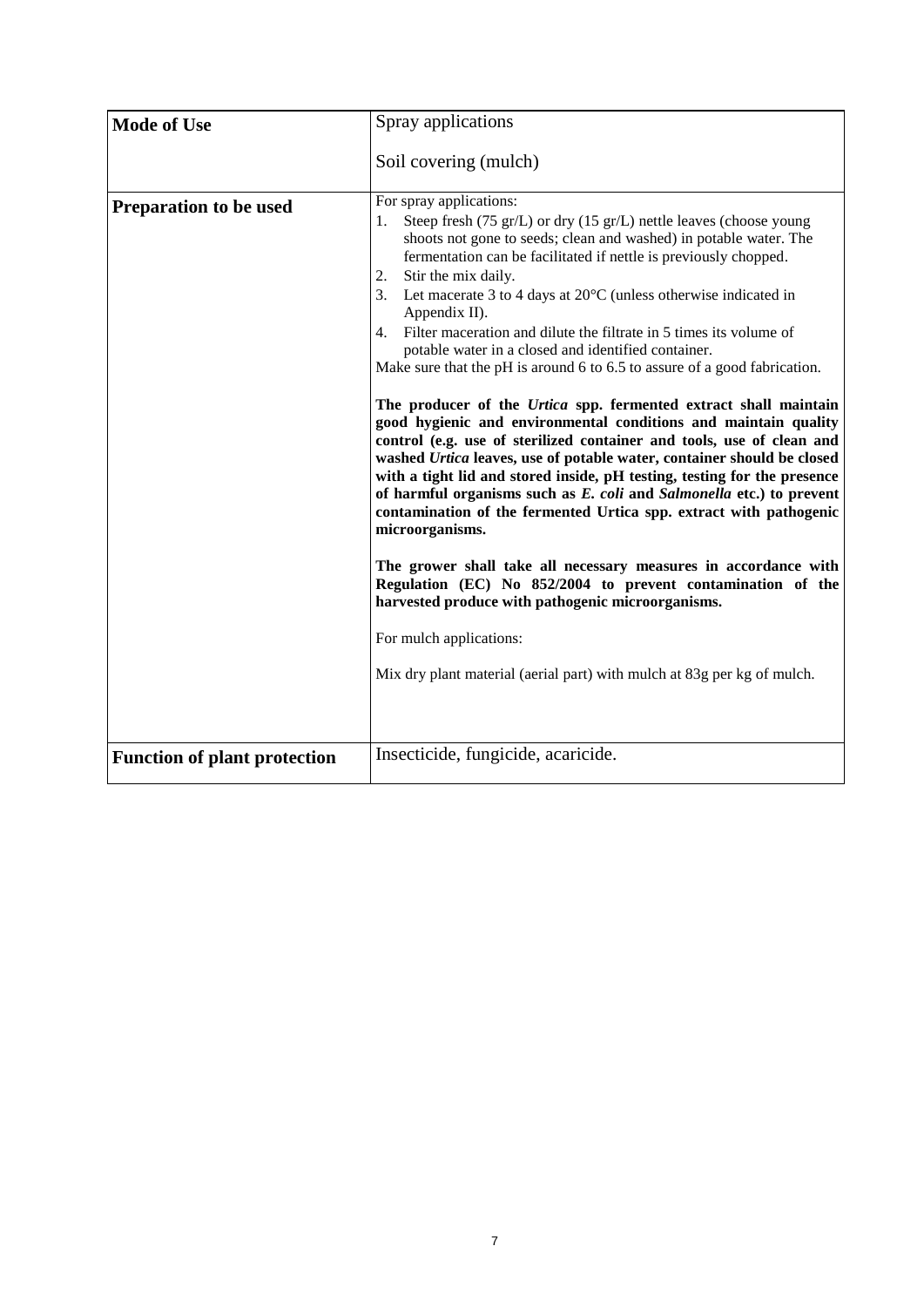| **Mode of Use** | Spray applications<br><br>Soil covering (mulch) |
| --- | --- |
| **Preparation to be used** | For spray applications:<br>1. Steep fresh (75 gr/L) or dry (15 gr/L) nettle leaves (choose young shoots not gone to seeds; clean and washed) in potable water. The fermentation can be facilitated if nettle is previously chopped.<br>2. Stir the mix daily.<br>3. Let macerate 3 to 4 days at 20°C (unless otherwise indicated in Appendix II).<br>4. Filter maceration and dilute the filtrate in 5 times its volume of potable water in a closed and identified container.<br>Make sure that the pH is around 6 to 6.5 to assure of a good fabrication.<br><br>**The producer of the *Urtica* spp. fermented extract shall maintain good hygienic and environmental conditions and maintain quality control (e.g. use of sterilized container and tools, use of clean and washed *Urtica* leaves, use of potable water, container should be closed with a tight lid and stored inside, pH testing, testing for the presence of harmful organisms such as *E. coli* and *Salmonella* etc.) to prevent contamination of the fermented Urtica spp. extract with pathogenic microorganisms.**<br><br>**The grower shall take all necessary measures in accordance with Regulation (EC) No 852/2004 to prevent contamination of the harvested produce with pathogenic microorganisms.**<br><br>For mulch applications:<br><br>Mix dry plant material (aerial part) with mulch at 83g per kg of mulch. |
| **Function of plant protection** | Insecticide, fungicide, acaricide. |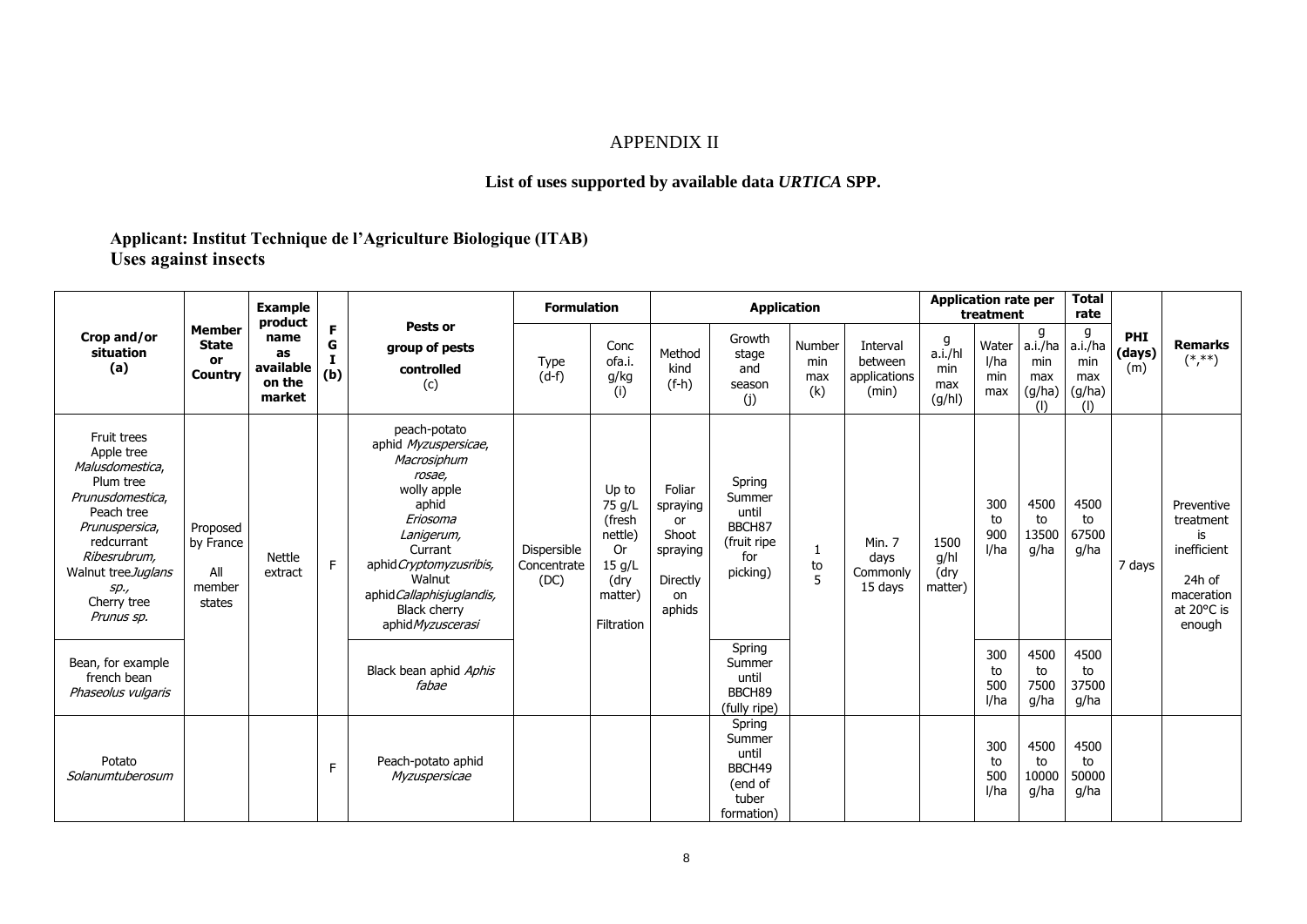# APPENDIX II

## List of uses supported by available data *URTICA* SPP.

### Applicant: Institut Technique de l'Agriculture Biologique (ITAB)
### Uses against insects

| Crop and/or situation (a) | Member State or Country | Example product name as available on the market | F G I (b) | Pests or group of pests controlled (c) | Formulation | | Application | | | | Application rate per treatment | | | Total rate | PHI (days) (m) | Remarks (*,**) |
|---|---|---|---|---|---|---|---|---|---|---|---|---|---|---|---|---|
| | | | | | Type (d-f) | Conc ofa.i. g/kg (i) | Method kind (f-h) | Growth stage and season (j) | Number min max (k) | Interval between applications (min) | g a.i./hl min max (g/hl) | Water l/ha min max | g a.i./ha min max (g/ha) (l) | g a.i./ha min max (g/ha) (l) | | |
| Fruit trees Apple tree *Malusdomestica*, Plum tree *Prunusdomestica*, Peach tree *Prunuspersica*, redcurrant *Ribesrubrum*, Walnut tree*Juglans sp.*, Cherry tree *Prunus sp.* | Proposed by France All member states | Nettle extract | F | peach-potato aphid *Myzuspersicae*, *Macrosiphum rosae*, wolly apple aphid *Eriosoma Lanigerum*, Currant aphid*Cryptomyzusribis*, Walnut aphid*Callaphisjuglandis*, Black cherry aphid*Myzuscerasi* | Dispersible Concentrate (DC) | Up to 75 g/L (fresh nettle) Or 15 g/L (dry matter) Filtration | Foliar spraying or Shoot spraying Directly on aphids | Spring Summer until BBCH87 (fruit ripe for picking) | 1 to 5 | Min. 7 days Commonly 15 days | 1500 g/hl (dry matter) | 300 to 900 l/ha | 4500 to 13500 g/ha | 4500 to 67500 g/ha | 7 days | Preventive treatment is inefficient 24h of maceration at 20°C is enough |
| Bean, for example french bean *Phaseolus vulgaris* | | | | Black bean aphid *Aphis fabae* | | | | Spring Summer until BBCH89 (fully ripe) | | | | 300 to 500 l/ha | 4500 to 7500 g/ha | 4500 to 37500 g/ha | | |
| Potato *Solanumtuberosum* | | | F | Peach-potato aphid *Myzuspersicae* | | | | Spring Summer until BBCH49 (end of tuber formation) | | | | 300 to 500 l/ha | 4500 to 10000 g/ha | 4500 to 50000 g/ha | | |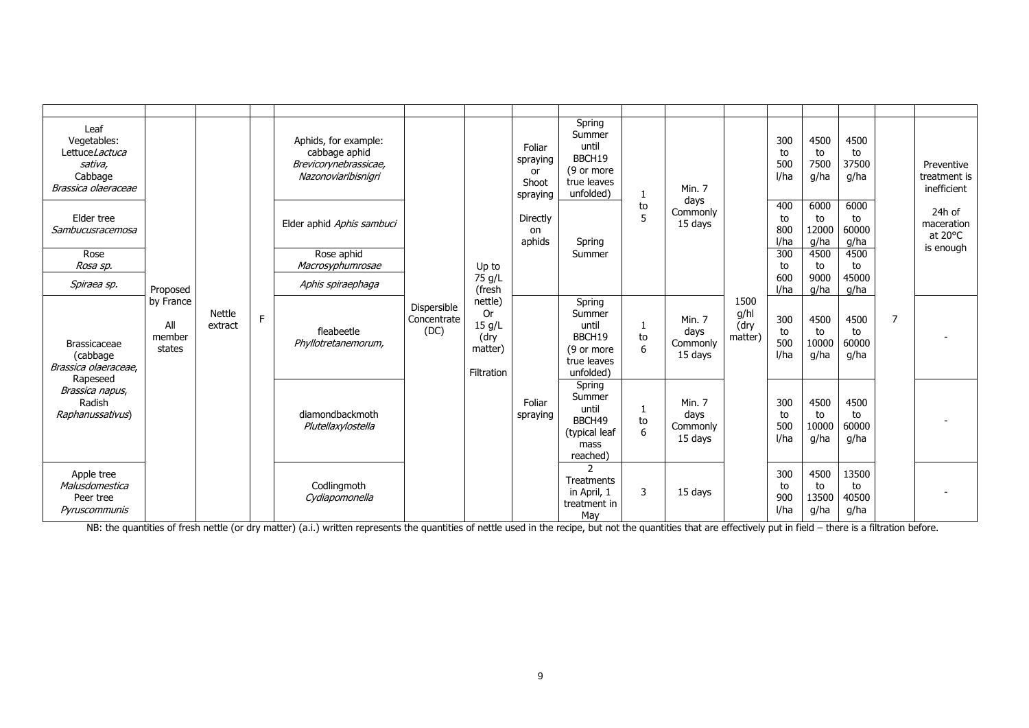| | | | | | | | | | | | | | | | | |
|---|---|---|---|---|---|---|---|---|---|---|---|---|---|---|---|---|
| Leaf Vegetables: Lettuce *Lactuca sativa*, Cabbage *Brassica olaeraceae* | Proposed by France All member states | Nettle extract | F | Aphids, for example: cabbage aphid *Brevicorynebrassicae, Nazonoviaribisnigri* | Dispersible Concentrate (DC) | Up to 75 g/L (fresh nettle) Or 15 g/L (dry matter) Filtration | Foliar spraying or Shoot spraying | Spring Summer until BBCH19 (9 or more true leaves unfolded) | 1 to 5 | Min. 7 days Commonly 15 days | 1500 g/hl (dry matter) | 300 to 500 l/ha | 4500 to 7500 g/ha | 4500 to 37500 g/ha | 7 | Preventive treatment is inefficient |
| Elder tree *Sambucusracemosa* | | | | Elder aphid *Aphis sambuci* | | | Directly on aphids | Spring Summer | | | | 400 to 800 l/ha | 6000 to 12000 g/ha | 6000 to 60000 g/ha | | 24h of maceration at 20°C is enough |
| Rose *Rosa sp.* | | | | Rose aphid *Macrosyphumrosae* | | | | | | | | 300 to 600 l/ha | 4500 to 9000 g/ha | 4500 to 45000 g/ha | | |
| *Spiraea sp.* | | | | *Aphis spiraephaga* | | | | | | | | | | | | |
| Brassicaceae (cabbage *Brassica olaeraceae*, Rapeseed *Brassica napus*, Radish *Raphanussativus*) | | | | fleabeetle *Phyllotretanemorum,* | | | Foliar spraying | Spring Summer until BBCH19 (9 or more true leaves unfolded) | 1 to 6 | Min. 7 days Commonly 15 days | | 300 to 500 l/ha | 4500 to 10000 g/ha | 4500 to 60000 g/ha | | - |
| | | | | diamondbackmoth *Plutellaxylostella* | | | | Spring Summer until BBCH49 (typical leaf mass reached) | 1 to 6 | Min. 7 days Commonly 15 days | | 300 to 500 l/ha | 4500 to 10000 g/ha | 4500 to 60000 g/ha | | - |
| Apple tree *Malusdomestica* Peer tree *Pyruscommunis* | | | | Codlingmoth *Cydiapomonella* | | | | 2 Treatments in April, 1 treatment in May | 3 | 15 days | | 300 to 900 l/ha | 4500 to 13500 g/ha | 13500 to 40500 g/ha | | - |

NB: the quantities of fresh nettle (or dry matter) (a.i.) written represents the quantities of nettle used in the recipe, but not the quantities that are effectively put in field – there is a filtration before.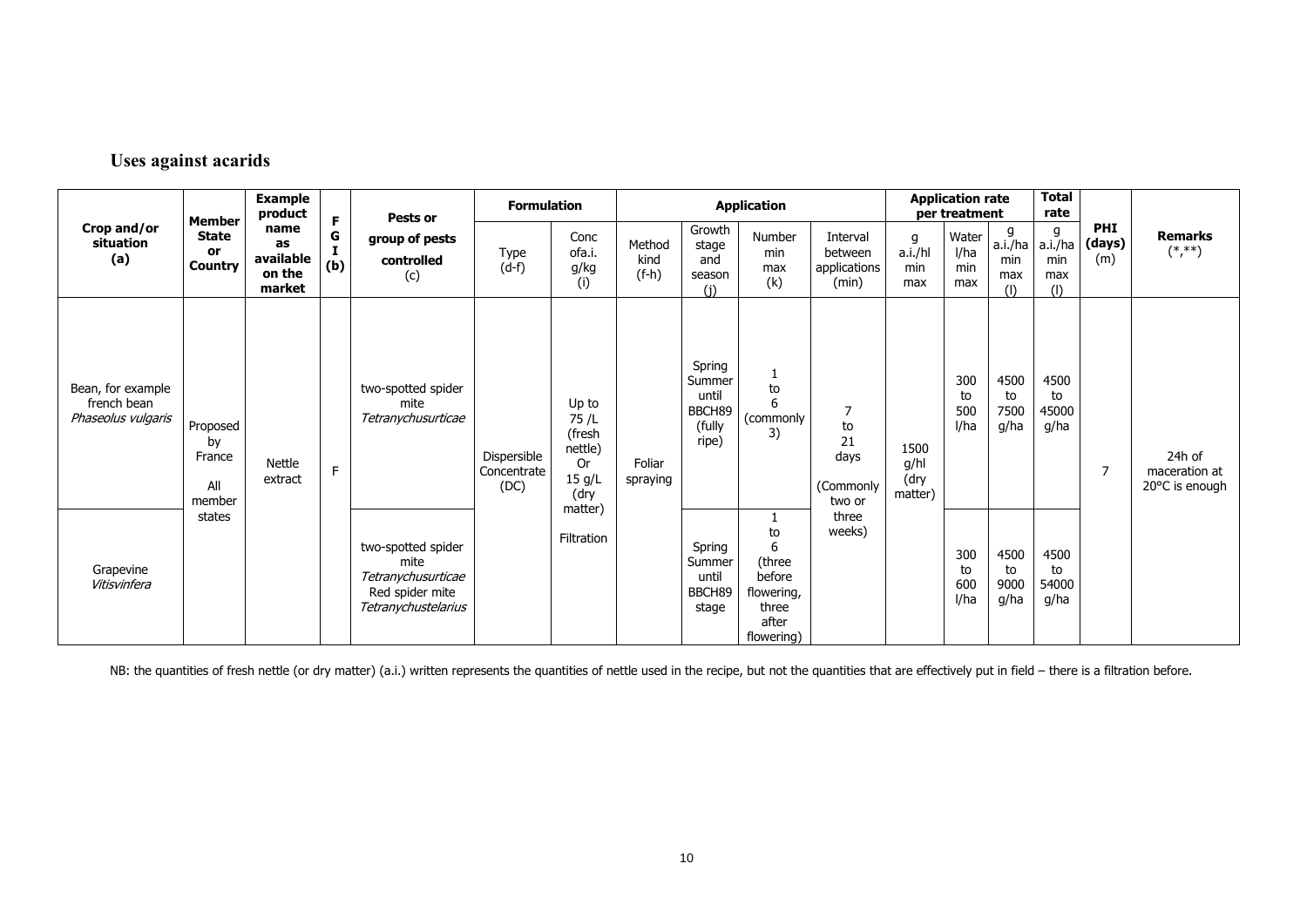## Uses against acarids

| Crop and/or situation (a) | Member State or Country | Example product name as available on the market | F G I (b) | Pests or group of pests controlled (c) | Formulation | | Application | | | | Application rate per treatment | | | Total rate | PHI (days) (m) | Remarks (*,**) |
|---|---|---|---|---|---|---|---|---|---|---|---|---|---|---|---|---|
| | | | | | Type (d-f) | Conc ofa.i. g/kg (i) | Method kind (f-h) | Growth stage and season (j) | Number min max (k) | Interval between applications (min) | g a.i./hl min max | Water l/ha min max | g a.i./ha min max (l) | g a.i./ha min max (l) | | |
| Bean, for example french bean *Phaseolus vulgaris* | Proposed by France All member states | Nettle extract | F | two-spotted spider mite *Tetranychusurticae* | Dispersible Concentrate (DC) | Up to 75 /L (fresh nettle) Or 15 g/L (dry matter) Filtration | Foliar spraying | Spring Summer until BBCH89 (fully ripe) | 1 to 6 (commonly 3) | 7 to 21 days (Commonly two or three weeks) | 1500 g/hl (dry matter) | 300 to 500 l/ha | 4500 to 7500 g/ha | 4500 to 45000 g/ha | 7 | 24h of maceration at 20°C is enough |
| Grapevine *Vitisvinfera* | | | | two-spotted spider mite *Tetranychusurticae* Red spider mite *Tetranychustelarius* | | | | Spring Summer until BBCH89 stage | 1 to 6 (three before flowering, three after flowering) | | | 300 to 600 l/ha | 4500 to 9000 g/ha | 4500 to 54000 g/ha | | |

NB: the quantities of fresh nettle (or dry matter) (a.i.) written represents the quantities of nettle used in the recipe, but not the quantities that are effectively put in field – there is a filtration before.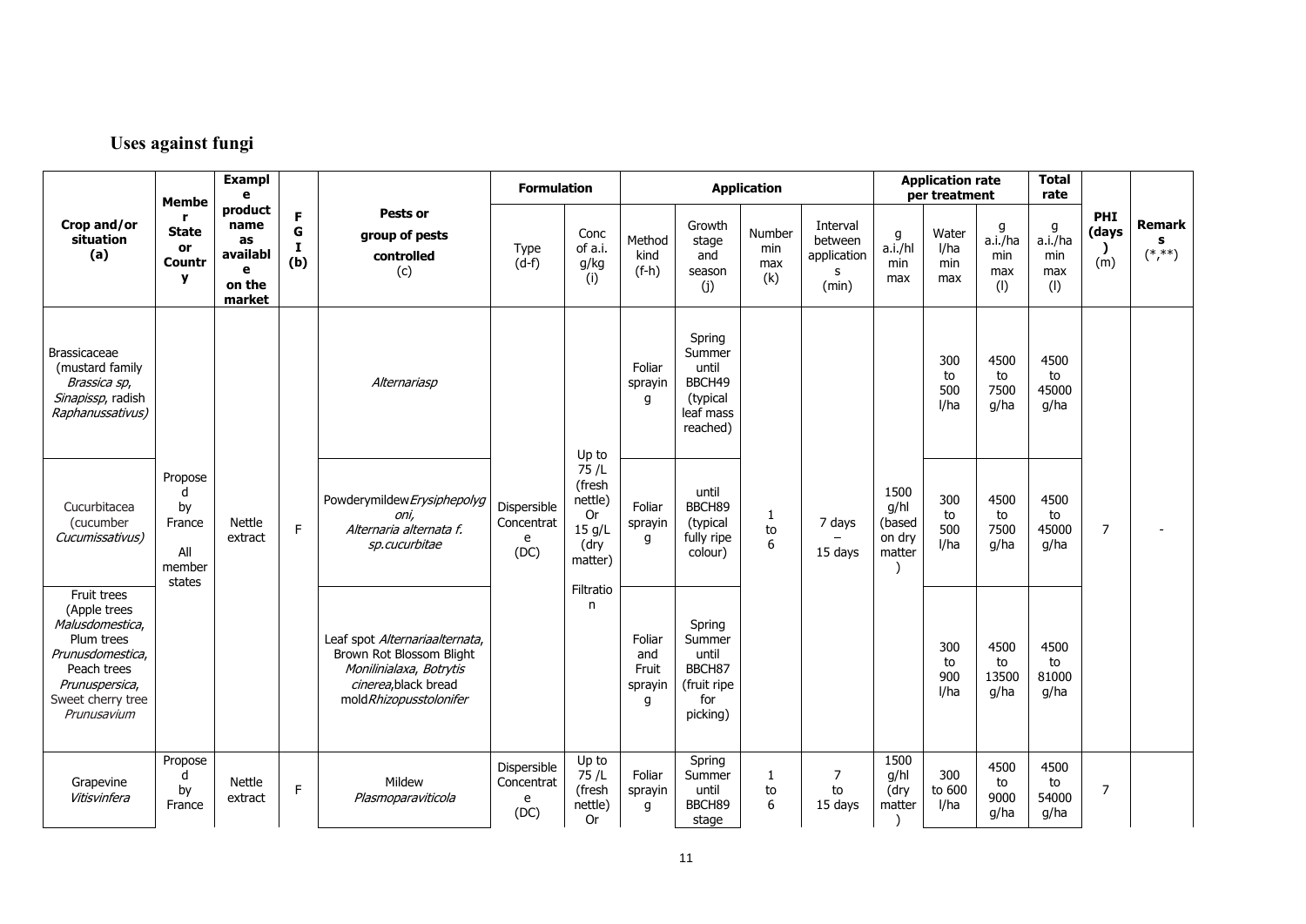## Uses against fungi

| Crop and/or situation (a) | Member State or Country | Example product name as available on the market | F G I (b) | Pests or group of pests controlled (c) | Formulation | | Application | | | | Application rate per treatment | | | Total rate | PHI (days) (m) | Remarks (*,**) |
|---|---|---|---|---|---|---|---|---|---|---|---|---|---|---|---|---|
| | | | | | Type (d-f) | Conc of a.i. g/kg (i) | Method kind (f-h) | Growth stage and season (j) | Number min max (k) | Interval between applications (min) | g a.i./hl min max | Water l/ha min max | g a.i./ha min max (l) | g a.i./ha min max (l) | | |
| Brassicaceae (mustard family *Brassica sp*, *Sinapissp*, radish *Raphanussativus)* | Proposed by France All member states | Nettle extract | F | *Alternariasp* | Dispersible Concentrate (DC) | Up to 75 /L (fresh nettle) Or 15 g/L (dry matter) Filtration | Foliar spraying | Spring Summer until BBCH49 (typical leaf mass reached) | 1 to 6 | 7 days – 15 days | 1500 g/hl (based on dry matter) | 300 to 500 l/ha | 4500 to 7500 g/ha | 4500 to 45000 g/ha | 7 | - |
| Cucurbitacea (cucumber *Cucumissativus)* | | | | Powderymildew *Erysiphepolygoni*, *Alternaria alternata f. sp.cucurbitae* | | | Foliar spraying | until BBCH89 (typical fully ripe colour) | | | | 300 to 500 l/ha | 4500 to 7500 g/ha | 4500 to 45000 g/ha | | |
| Fruit trees (Apple trees *Malusdomestica*, Plum trees *Prunusdomestica*, Peach trees *Prunuspersica*, Sweet cherry tree *Prunusavium* | | | | Leaf spot *Alternariaalternata*, Brown Rot Blossom Blight *Monilinialaxa*, *Botrytis cinerea*, black bread mold *Rhizopusstolonifer* | | | Foliar and Fruit spraying | Spring Summer until BBCH87 (fruit ripe for picking) | | | | 300 to 900 l/ha | 4500 to 13500 g/ha | 4500 to 81000 g/ha | | |
| Grapevine *Vitisvinfera* | Proposed by France | Nettle extract | F | Mildew *Plasmoparaviticola* | Dispersible Concentrate (DC) | Up to 75 /L (fresh nettle) Or | Foliar spraying | Spring Summer until BBCH89 stage | 1 to 6 | 7 to 15 days | 1500 g/hl (dry matter) | 300 to 600 l/ha | 4500 to 9000 g/ha | 4500 to 54000 g/ha | 7 | |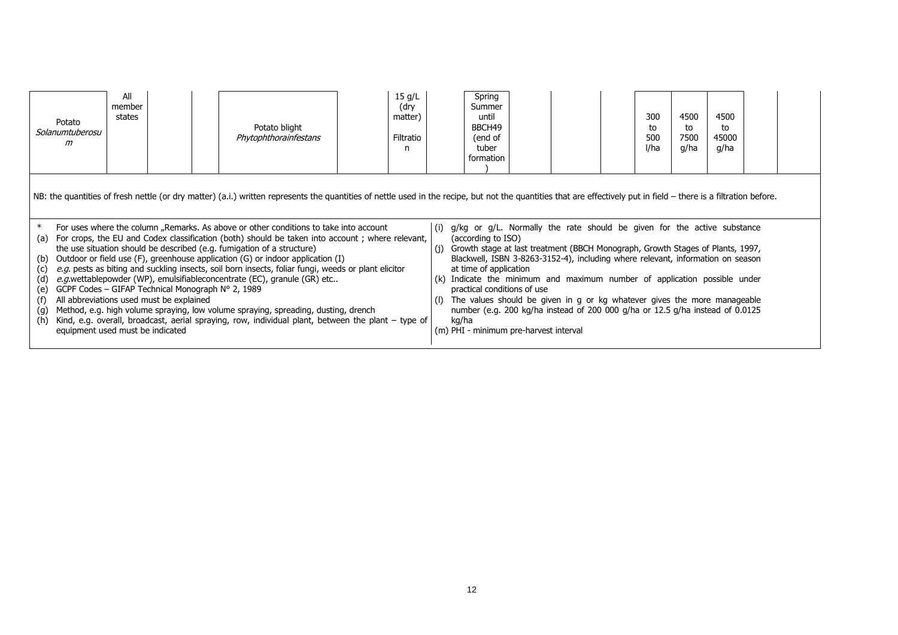| Potato *Solanumtuberosum* | All member states | | | Potato blight *Phytophthorainfestans* | | 15 g/L (dry matter) Filtration | | Spring Summer until BBCH49 (end of tuber formation) | | | | 300 to 500 l/ha | 4500 to 7500 g/ha | 4500 to 45000 g/ha | | |
|---|---|---|---|---|---|---|---|---|---|---|---|---|---|---|---|---|

NB: the quantities of fresh nettle (or dry matter) (a.i.) written represents the quantities of nettle used in the recipe, but not the quantities that are effectively put in field – there is a filtration before.

\* For uses where the column „Remarks. As above or other conditions to take into account
(a) For crops, the EU and Codex classification (both) should be taken into account ; where relevant, the use situation should be described (e.g. fumigation of a structure)
(b) Outdoor or field use (F), greenhouse application (G) or indoor application (I)
(c) *e.g.* pests as biting and suckling insects, soil born insects, foliar fungi, weeds or plant elicitor
(d) *e.g.*wettablepowder (WP), emulsifiableconcentrate (EC), granule (GR) etc..
(e) GCPF Codes – GIFAP Technical Monograph N° 2, 1989
(f) All abbreviations used must be explained
(g) Method, e.g. high volume spraying, low volume spraying, spreading, dusting, drench
(h) Kind, e.g. overall, broadcast, aerial spraying, row, individual plant, between the plant – type of equipment used must be indicated
(i) g/kg or g/L. Normally the rate should be given for the active substance (according to ISO)
(j) Growth stage at last treatment (BBCH Monograph, Growth Stages of Plants, 1997, Blackwell, ISBN 3-8263-3152-4), including where relevant, information on season at time of application
(k) Indicate the minimum and maximum number of application possible under practical conditions of use
(l) The values should be given in g or kg whatever gives the more manageable number (e.g. 200 kg/ha instead of 200 000 g/ha or 12.5 g/ha instead of 0.0125 kg/ha
(m) PHI - minimum pre-harvest interval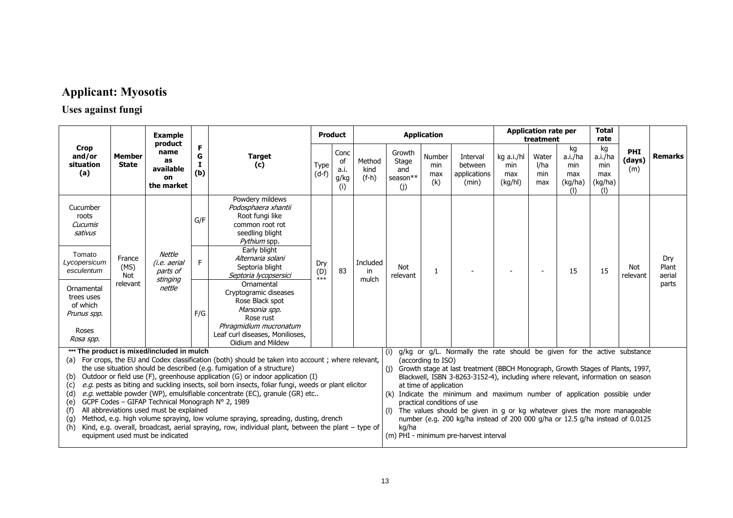# Applicant: Myosotis

## Uses against fungi

| Crop and/or situation (a) | Member State | Example product name as available on the market | F G I (b) | Target (c) | Product | | Application | | | | Application rate per treatment | | | Total rate | PHI (days) (m) | Remarks |
|---|---|---|---|---|---|---|---|---|---|---|---|---|---|---|---|---|
| | | | | | Type (d-f) | Conc of a.i. g/kg (i) | Method kind (f-h) | Growth Stage and season** (j) | Number min max (k) | Interval between applications (min) | kg a.i./hl min max (kg/hl) | Water l/ha min max | kg a.i./ha min max (kg/ha) (l) | kg a.i./ha min max (kg/ha) (l) | | |
| Cucumber roots *Cucumis sativus* | France (MS) Not relevant | *Nettle (i.e. aerial parts of stinging nettle* | G/F | Powdery mildews *Podosphaera xhantii* Root fungi like common root rot seedling blight *Pythium* spp. | Dry (D) *** | 83 | Included in mulch | Not relevant | 1 | - | - | - | 15 | 15 | Not relevant | Dry Plant aerial parts |
| Tomato *Lycopersicum esculentum* | | | F | Early blight *Alternaria solani* Septoria blight *Septoria lycopsersici* | | | | | | | | | | | | |
| Ornamental trees uses of which *Prunus spp.* Roses *Rosa spp.* | | | F/G | Ornamental Cryptogramic diseases Rose Black spot *Marsonia spp.* Rose rust *Phragmidium mucronatum* Leaf curl diseases, Monilioses, Oidium and Mildew | | | | | | | | | | | | |

**\*\*\* The product is mixed/included in mulch**

(a) For crops, the EU and Codex classification (both) should be taken into account ; where relevant, the use situation should be described (e.g. fumigation of a structure)
(b) Outdoor or field use (F), greenhouse application (G) or indoor application (I)
(c) *e.g.* pests as biting and suckling insects, soil born insects, foliar fungi, weeds or plant elicitor
(d) *e.g.* wettable powder (WP), emulsifiable concentrate (EC), granule (GR) etc..
(e) GCPF Codes – GIFAP Technical Monograph N° 2, 1989
(f) All abbreviations used must be explained
(g) Method, e.g. high volume spraying, low volume spraying, spreading, dusting, drench
(h) Kind, e.g. overall, broadcast, aerial spraying, row, individual plant, between the plant – type of equipment used must be indicated
(i) g/kg or g/L. Normally the rate should be given for the active substance (according to ISO)
(j) Growth stage at last treatment (BBCH Monograph, Growth Stages of Plants, 1997, Blackwell, ISBN 3-8263-3152-4), including where relevant, information on season at time of application
(k) Indicate the minimum and maximum number of application possible under practical conditions of use
(l) The values should be given in g or kg whatever gives the more manageable number (e.g. 200 kg/ha instead of 200 000 g/ha or 12.5 g/ha instead of 0.0125 kg/ha
(m) PHI - minimum pre-harvest interval